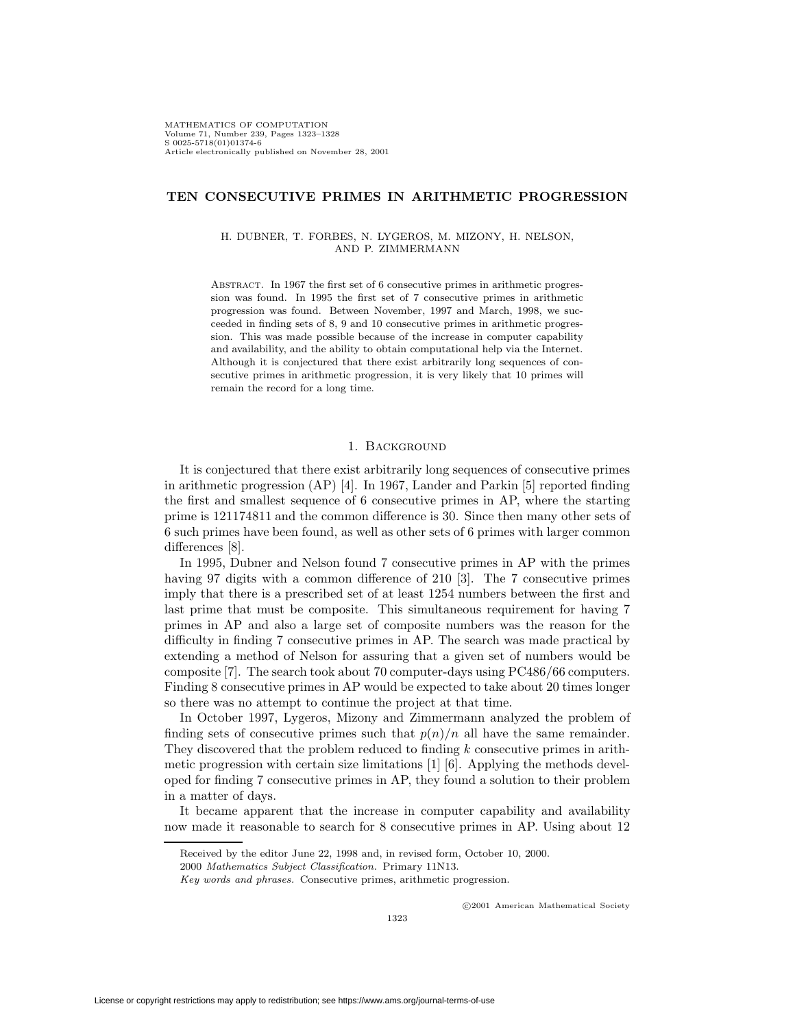# TEN CONSECUTIVE PRIMES IN ARITHMETIC PROGRESSION

H. DUBNER, T. FORBES, N. LYGEROS, M. MIZONY, H. NELSON, AND P. ZIMMERMANN

Abstract. In 1967 the first set of 6 consecutive primes in arithmetic progression was found. In 1995 the first set of 7 consecutive primes in arithmetic progression was found. Between November, 1997 and March, 1998, we succeeded in finding sets of 8, 9 and 10 consecutive primes in arithmetic progression. This was made possible because of the increase in computer capability and availability, and the ability to obtain computational help via the Internet. Although it is conjectured that there exist arbitrarily long sequences of consecutive primes in arithmetic progression, it is very likely that 10 primes will remain the record for a long time.

## 1. Background

It is conjectured that there exist arbitrarily long sequences of consecutive primes in arithmetic progression (AP) [4]. In 1967, Lander and Parkin [5] reported finding the first and smallest sequence of 6 consecutive primes in AP, where the starting prime is 121174811 and the common difference is 30. Since then many other sets of 6 such primes have been found, as well as other sets of 6 primes with larger common differences [8].

In 1995, Dubner and Nelson found 7 consecutive primes in AP with the primes having 97 digits with a common difference of 210 [3]. The 7 consecutive primes imply that there is a prescribed set of at least 1254 numbers between the first and last prime that must be composite. This simultaneous requirement for having 7 primes in AP and also a large set of composite numbers was the reason for the difficulty in finding 7 consecutive primes in AP. The search was made practical by extending a method of Nelson for assuring that a given set of numbers would be composite [7]. The search took about 70 computer-days using PC486/66 computers. Finding 8 consecutive primes in AP would be expected to take about 20 times longer so there was no attempt to continue the project at that time.

In October 1997, Lygeros, Mizony and Zimmermann analyzed the problem of finding sets of consecutive primes such that $p(n)/n$ all have the same remainder. They discovered that the problem reduced to finding $k$ consecutive primes in arithmetic progression with certain size limitations [1] [6]. Applying the methods developed for finding 7 consecutive primes in AP, they found a solution to their problem in a matter of days.

It became apparent that the increase in computer capability and availability now made it reasonable to search for 8 consecutive primes in AP. Using about 12

Received by the editor June 22, 1998 and, in revised form, October 10, 2000.

2000 *Mathematics Subject Classification.* Primary 11N13.

*Key words and phrases.* Consecutive primes, arithmetic progression.

©2001 American Mathematical Society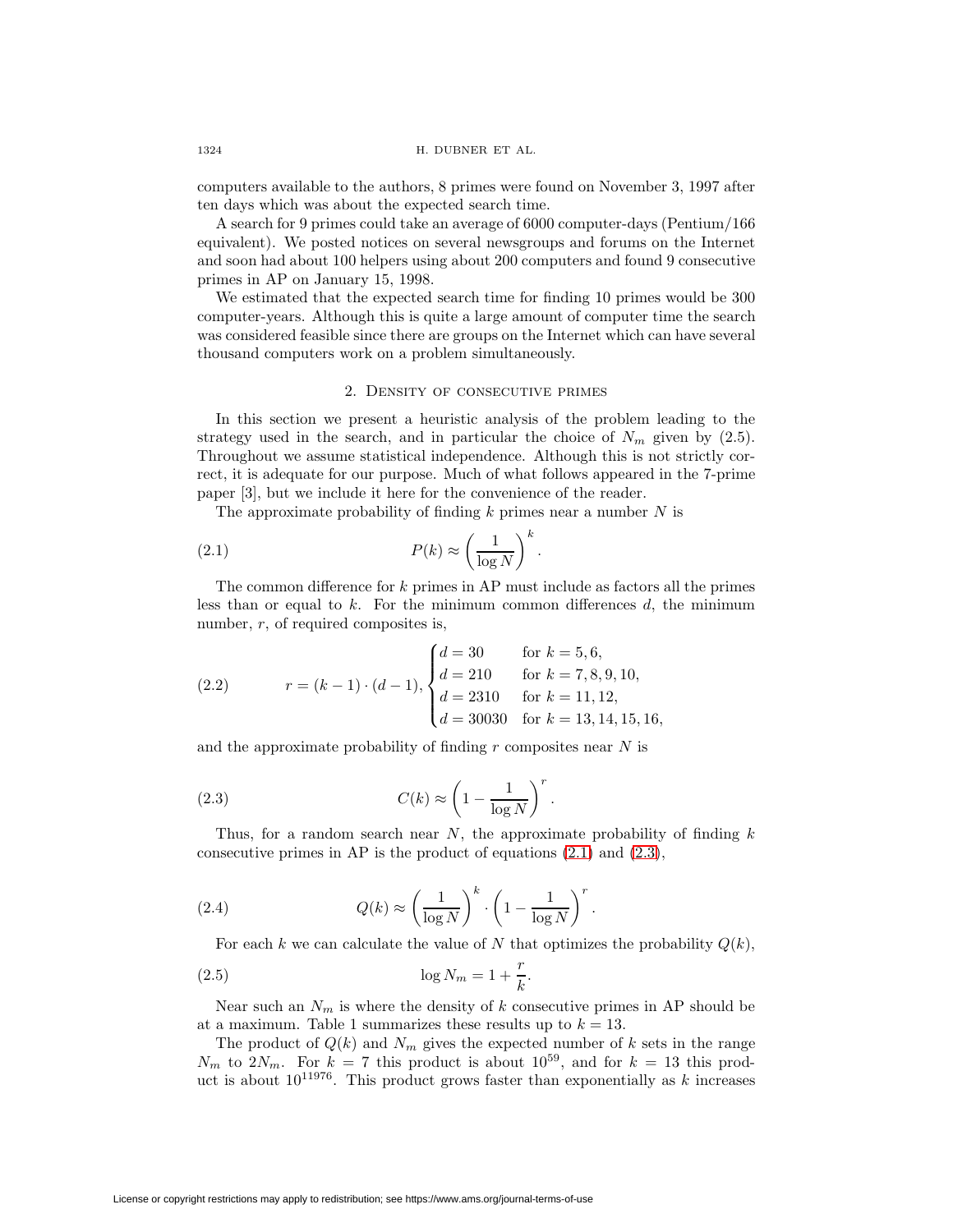computers available to the authors, 8 primes were found on November 3, 1997 after ten days which was about the expected search time.

A search for 9 primes could take an average of 6000 computer-days (Pentium/166 equivalent). We posted notices on several newsgroups and forums on the Internet and soon had about 100 helpers using about 200 computers and found 9 consecutive primes in AP on January 15, 1998.

We estimated that the expected search time for finding 10 primes would be 300 computer-years. Although this is quite a large amount of computer time the search was considered feasible since there are groups on the Internet which can have several thousand computers work on a problem simultaneously.

## 2. Density of consecutive primes

In this section we present a heuristic analysis of the problem leading to the strategy used in the search, and in particular the choice of $N_m$ given by (2.5). Throughout we assume statistical independence. Although this is not strictly correct, it is adequate for our purpose. Much of what follows appeared in the 7-prime paper [3], but we include it here for the convenience of the reader.

The approximate probability of finding $k$ primes near a number $N$ is

$$P(k) \approx \left(\frac{1}{\log N}\right)^k. \tag{2.1}$$

The common difference for $k$ primes in AP must include as factors all the primes less than or equal to $k$. For the minimum common differences $d$, the minimum number, $r$, of required composites is,

$$r = (k-1)\cdot(d-1), \begin{cases} d = 30 & \text{for } k = 5, 6, \\ d = 210 & \text{for } k = 7, 8, 9, 10, \\ d = 2310 & \text{for } k = 11, 12, \\ d = 30030 & \text{for } k = 13, 14, 15, 16, \end{cases} \tag{2.2}$$

and the approximate probability of finding $r$ composites near $N$ is

$$C(k) \approx \left(1 - \frac{1}{\log N}\right)^r. \tag{2.3}$$

Thus, for a random search near $N$, the approximate probability of finding $k$ consecutive primes in AP is the product of equations (2.1) and (2.3),

$$Q(k) \approx \left(\frac{1}{\log N}\right)^k \cdot \left(1 - \frac{1}{\log N}\right)^r. \tag{2.4}$$

For each $k$ we can calculate the value of $N$ that optimizes the probability $Q(k)$,

$$\log N_m = 1 + \frac{r}{k}. \tag{2.5}$$

Near such an $N_m$ is where the density of $k$ consecutive primes in AP should be at a maximum. Table 1 summarizes these results up to $k = 13$.

The product of $Q(k)$ and $N_m$ gives the expected number of $k$ sets in the range $N_m$ to $2N_m$. For $k = 7$ this product is about $10^{59}$, and for $k = 13$ this product is about $10^{11976}$. This product grows faster than exponentially as $k$ increases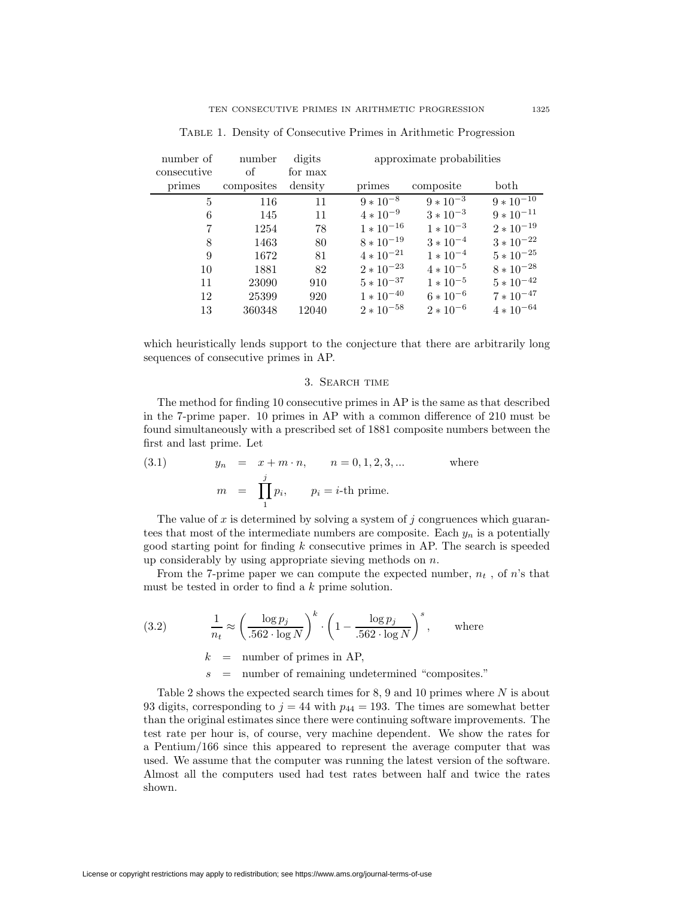Table 1. Density of Consecutive Primes in Arithmetic Progression

| number of consecutive primes | number of composites | digits for max density | approximate probabilities | | |
|---|---|---|---|---|---|
| | | | primes | composite | both |
| 5 | 116 | 11 | $9*10^{-8}$ | $9*10^{-3}$ | $9*10^{-10}$ |
| 6 | 145 | 11 | $4*10^{-9}$ | $3*10^{-3}$ | $9*10^{-11}$ |
| 7 | 1254 | 78 | $1*10^{-16}$ | $1*10^{-3}$ | $2*10^{-19}$ |
| 8 | 1463 | 80 | $8*10^{-19}$ | $3*10^{-4}$ | $3*10^{-22}$ |
| 9 | 1672 | 81 | $4*10^{-21}$ | $1*10^{-4}$ | $5*10^{-25}$ |
| 10 | 1881 | 82 | $2*10^{-23}$ | $4*10^{-5}$ | $8*10^{-28}$ |
| 11 | 23090 | 910 | $5*10^{-37}$ | $1*10^{-5}$ | $5*10^{-42}$ |
| 12 | 25399 | 920 | $1*10^{-40}$ | $6*10^{-6}$ | $7*10^{-47}$ |
| 13 | 360348 | 12040 | $2*10^{-58}$ | $2*10^{-6}$ | $4*10^{-64}$ |

which heuristically lends support to the conjecture that there are arbitrarily long sequences of consecutive primes in AP.

## 3. Search time

The method for finding 10 consecutive primes in AP is the same as that described in the 7-prime paper. 10 primes in AP with a common difference of 210 must be found simultaneously with a prescribed set of 1881 composite numbers between the first and last prime. Let

$$\begin{aligned} y_n &= x + m \cdot n, \qquad n = 0, 1, 2, 3, ... \qquad \text{where} \\ m &= \prod_{1}^{j} p_i, \qquad p_i = i\text{-th prime.} \end{aligned} \tag{3.1}$$

The value of $x$ is determined by solving a system of $j$ congruences which guarantees that most of the intermediate numbers are composite. Each $y_n$ is a potentially good starting point for finding $k$ consecutive primes in AP. The search is speeded up considerably by using appropriate sieving methods on $n$.

From the 7-prime paper we can compute the expected number, $n_t$ , of $n$'s that must be tested in order to find a $k$ prime solution.

$$\frac{1}{n_t} \approx \left(\frac{\log p_j}{.562 \cdot \log N}\right)^k \cdot \left(1 - \frac{\log p_j}{.562 \cdot \log N}\right)^s, \qquad \text{where} \tag{3.2}$$

$k$ = number of primes in AP,

$s$ = number of remaining undetermined "composites."

Table 2 shows the expected search times for 8, 9 and 10 primes where $N$ is about 93 digits, corresponding to $j = 44$ with $p_{44} = 193$. The times are somewhat better than the original estimates since there were continuing software improvements. The test rate per hour is, of course, very machine dependent. We show the rates for a Pentium/166 since this appeared to represent the average computer that was used. We assume that the computer was running the latest version of the software. Almost all the computers used had test rates between half and twice the rates shown.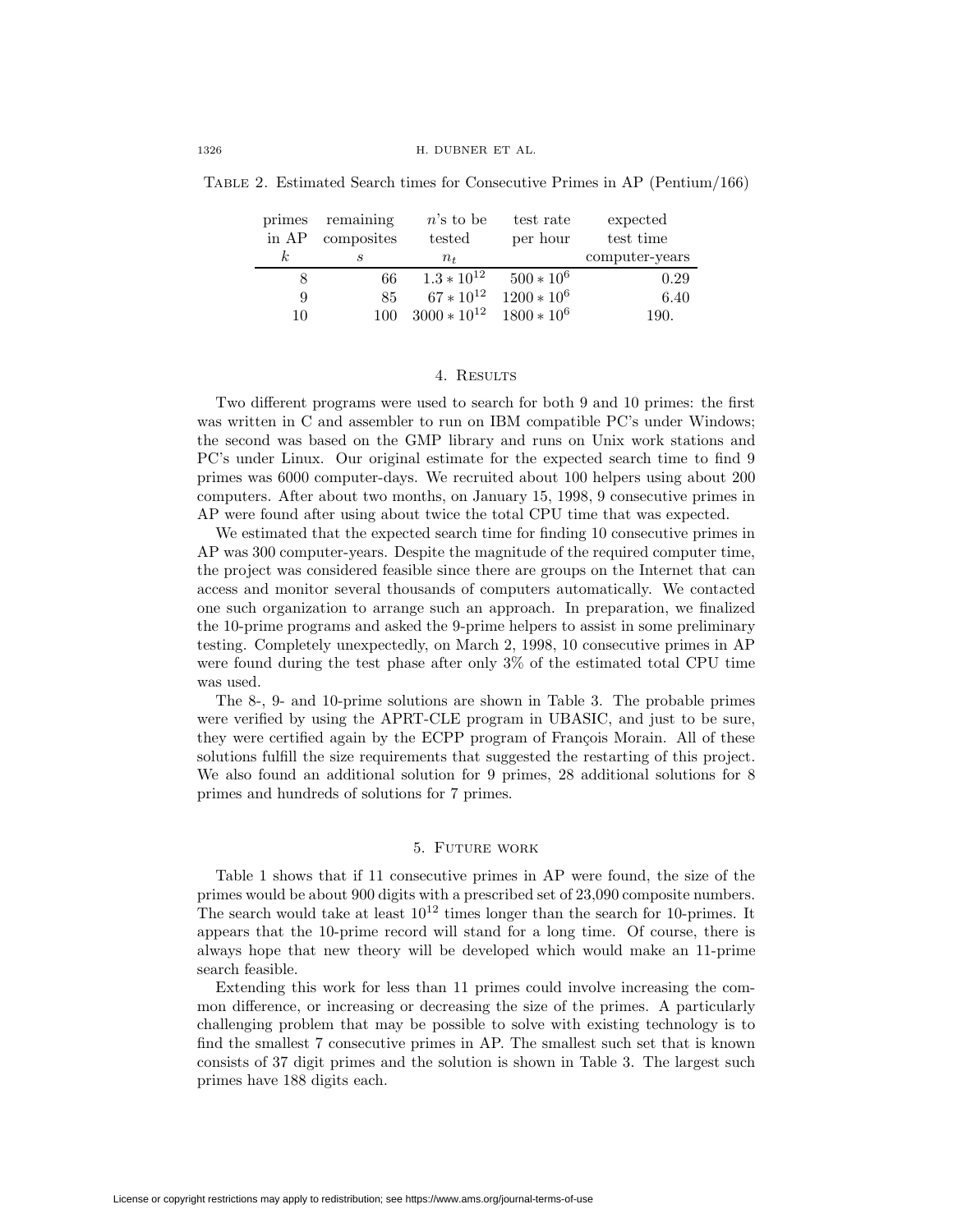Table 2. Estimated Search times for Consecutive Primes in AP (Pentium/166)

| primes in AP $k$ | remaining composites $s$ | $n$'s to be tested $n_t$ | test rate per hour | expected test time computer-years |
|---|---|---|---|---|
| 8 | 66 | $1.3 * 10^{12}$ | $500 * 10^6$ | 0.29 |
| 9 | 85 | $67 * 10^{12}$ | $1200 * 10^6$ | 6.40 |
| 10 | 100 | $3000 * 10^{12}$ | $1800 * 10^6$ | 190. |

## 4. Results

Two different programs were used to search for both 9 and 10 primes: the first was written in C and assembler to run on IBM compatible PC's under Windows; the second was based on the GMP library and runs on Unix work stations and PC's under Linux. Our original estimate for the expected search time to find 9 primes was 6000 computer-days. We recruited about 100 helpers using about 200 computers. After about two months, on January 15, 1998, 9 consecutive primes in AP were found after using about twice the total CPU time that was expected.

We estimated that the expected search time for finding 10 consecutive primes in AP was 300 computer-years. Despite the magnitude of the required computer time, the project was considered feasible since there are groups on the Internet that can access and monitor several thousands of computers automatically. We contacted one such organization to arrange such an approach. In preparation, we finalized the 10-prime programs and asked the 9-prime helpers to assist in some preliminary testing. Completely unexpectedly, on March 2, 1998, 10 consecutive primes in AP were found during the test phase after only 3% of the estimated total CPU time was used.

The 8-, 9- and 10-prime solutions are shown in Table 3. The probable primes were verified by using the APRT-CLE program in UBASIC, and just to be sure, they were certified again by the ECPP program of François Morain. All of these solutions fulfill the size requirements that suggested the restarting of this project. We also found an additional solution for 9 primes, 28 additional solutions for 8 primes and hundreds of solutions for 7 primes.

## 5. Future work

Table 1 shows that if 11 consecutive primes in AP were found, the size of the primes would be about 900 digits with a prescribed set of 23,090 composite numbers. The search would take at least $10^{12}$ times longer than the search for 10-primes. It appears that the 10-prime record will stand for a long time. Of course, there is always hope that new theory will be developed which would make an 11-prime search feasible.

Extending this work for less than 11 primes could involve increasing the common difference, or increasing or decreasing the size of the primes. A particularly challenging problem that may be possible to solve with existing technology is to find the smallest 7 consecutive primes in AP. The smallest such set that is known consists of 37 digit primes and the solution is shown in Table 3. The largest such primes have 188 digits each.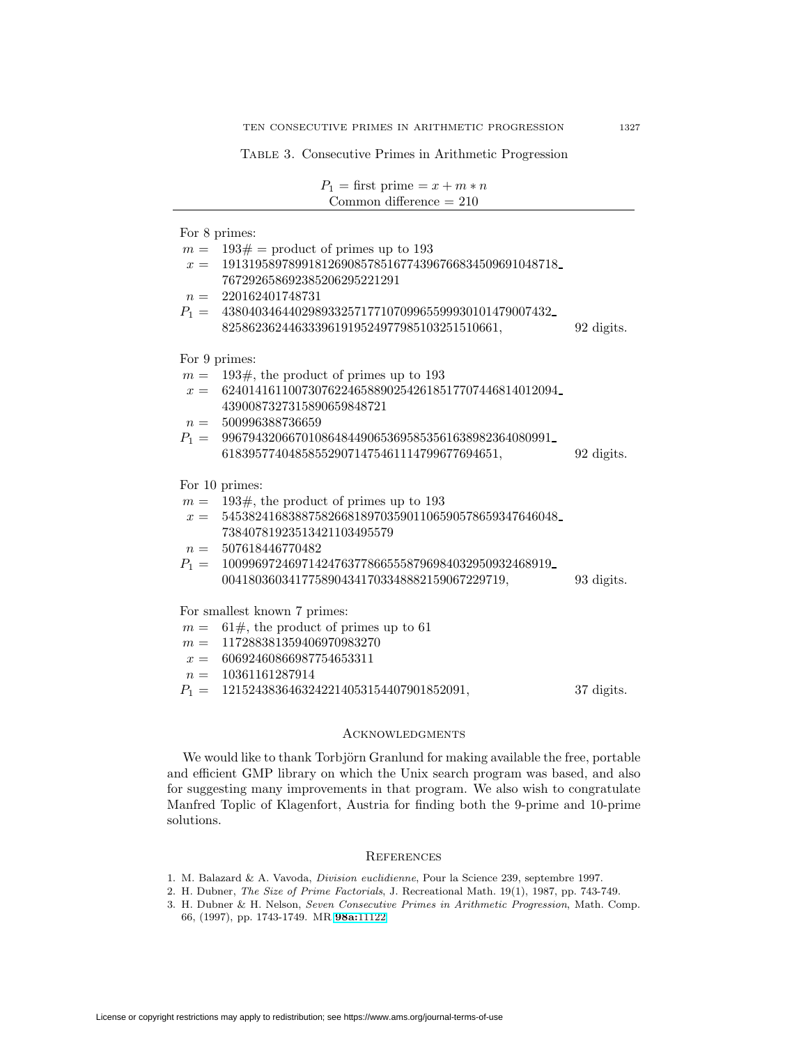Table 3. Consecutive Primes in Arithmetic Progression

$P_1$ = first prime = $x + m * n$
Common difference = 210

For 8 primes:

| | | |
|---|---|---|
| $m =$ | 193# = product of primes up to 193 | |
| $x =$ | 1913195897899181269085785167743967668345096910487 18_ 76729265869238520629522129 1 | |
| $n =$ | 220162401748731 | |
| $P_1 =$ | 43804034644029893325717710709965599930101479007432_ 8258623624463339619195249779851032 51510661, | 92 digits. |

For 9 primes:

| | | |
|---|---|---|
| $m =$ | 193#, the product of primes up to 193 | |
| $x =$ | 62401416110073076224658890254261851770744681401209 4_ 4390087327315890659848721 | |
| $n =$ | 500996388736659 | |
| $P_1 =$ | 99679432066701086484490653695853561638982364080991_ 618395774048585529071475461114799677694651, | 92 digits. |

For 10 primes:

| | | |
|---|---|---|
| $m =$ | 193#, the product of primes up to 193 | |
| $x =$ | 54538241683887582668189703590110659057865934764604 8_ 7384078192351342110349557 9 | |
| $n =$ | 507618446770482 | |
| $P_1 =$ | 10099697246971424763778665558796984032950932468919_ 004180360341775890434170334888215906 7229719, | 93 digits. |

For smallest known 7 primes:

| | | |
|---|---|---|
| $m =$ | 61#, the product of primes up to 61 | |
| $m =$ | 117288381359406970983270 | |
| $x =$ | 60692460866987754653311 | |
| $n =$ | 10361161287914 | |
| $P_1 =$ | 1215243836463242214053154407901852091, | 37 digits. |

## Acknowledgments

We would like to thank Torbjörn Granlund for making available the free, portable and efficient GMP library on which the Unix search program was based, and also for suggesting many improvements in that program. We also wish to congratulate Manfred Toplic of Klagenfort, Austria for finding both the 9-prime and 10-prime solutions.

## References

1. M. Balazard & A. Vavoda, *Division euclidienne*, Pour la Science 239, septembre 1997.
2. H. Dubner, *The Size of Prime Factorials*, J. Recreational Math. 19(1), 1987, pp. 743-749.
3. H. Dubner & H. Nelson, *Seven Consecutive Primes in Arithmetic Progression*, Math. Comp. 66, (1997), pp. 1743-1749. MR **98a:**11122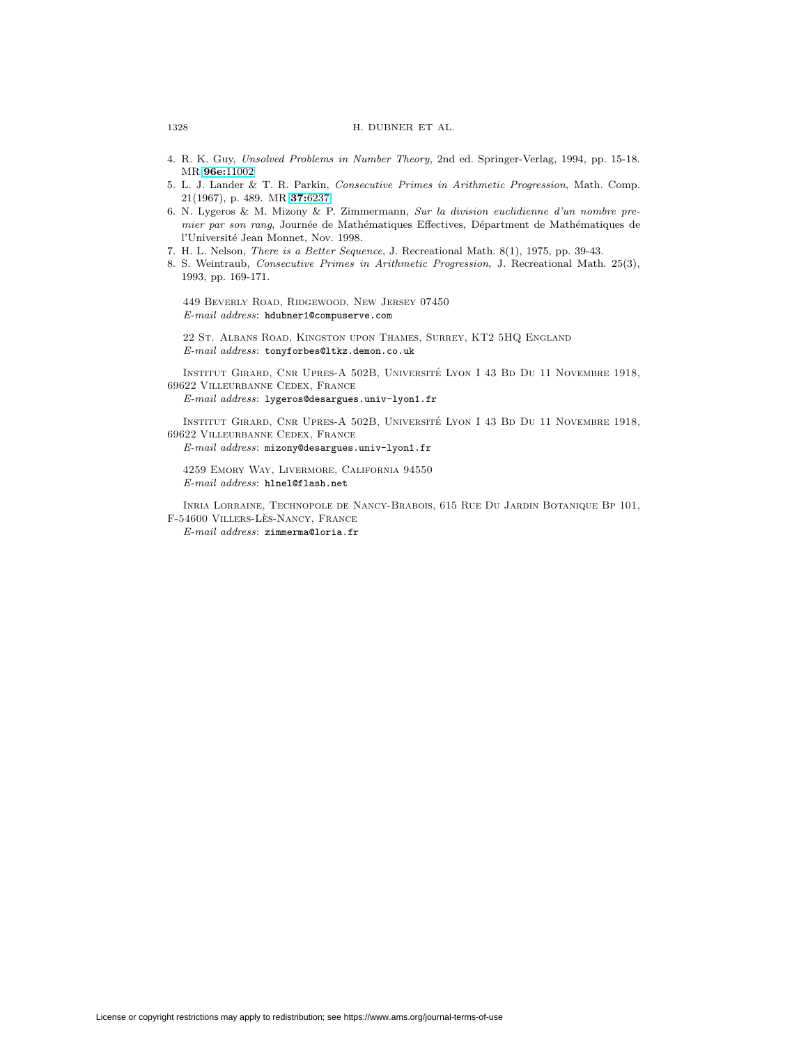4. R. K. Guy, *Unsolved Problems in Number Theory*, 2nd ed. Springer-Verlag, 1994, pp. 15-18. MR **96e:**11002

5. L. J. Lander & T. R. Parkin, *Consecutive Primes in Arithmetic Progression*, Math. Comp. 21(1967), p. 489. MR **37:**6237

6. N. Lygeros & M. Mizony & P. Zimmermann, *Sur la division euclidienne d'un nombre premier par son rang*, Journée de Mathématiques Effectives, Départment de Mathématiques de l'Université Jean Monnet, Nov. 1998.

7. H. L. Nelson, *There is a Better Sequence*, J. Recreational Math. 8(1), 1975, pp. 39-43.

8. S. Weintraub, *Consecutive Primes in Arithmetic Progression*, J. Recreational Math. 25(3), 1993, pp. 169-171.

449 Beverly Road, Ridgewood, New Jersey 07450
*E-mail address*: `hdubner1@compuserve.com`

22 St. Albans Road, Kingston upon Thames, Surrey, KT2 5HQ England
*E-mail address*: `tonyforbes@ltkz.demon.co.uk`

Institut Girard, Cnr Upres-A 502B, Université Lyon I 43 Bd Du 11 Novembre 1918, 69622 Villeurbanne Cedex, France
*E-mail address*: `lygeros@desargues.univ-lyon1.fr`

Institut Girard, Cnr Upres-A 502B, Université Lyon I 43 Bd Du 11 Novembre 1918, 69622 Villeurbanne Cedex, France
*E-mail address*: `mizony@desargues.univ-lyon1.fr`

4259 Emory Way, Livermore, California 94550
*E-mail address*: `hlnel@flash.net`

Inria Lorraine, Technopole de Nancy-Brabois, 615 Rue Du Jardin Botanique Bp 101, F-54600 Villers-Lès-Nancy, France
*E-mail address*: `zimmerma@loria.fr`